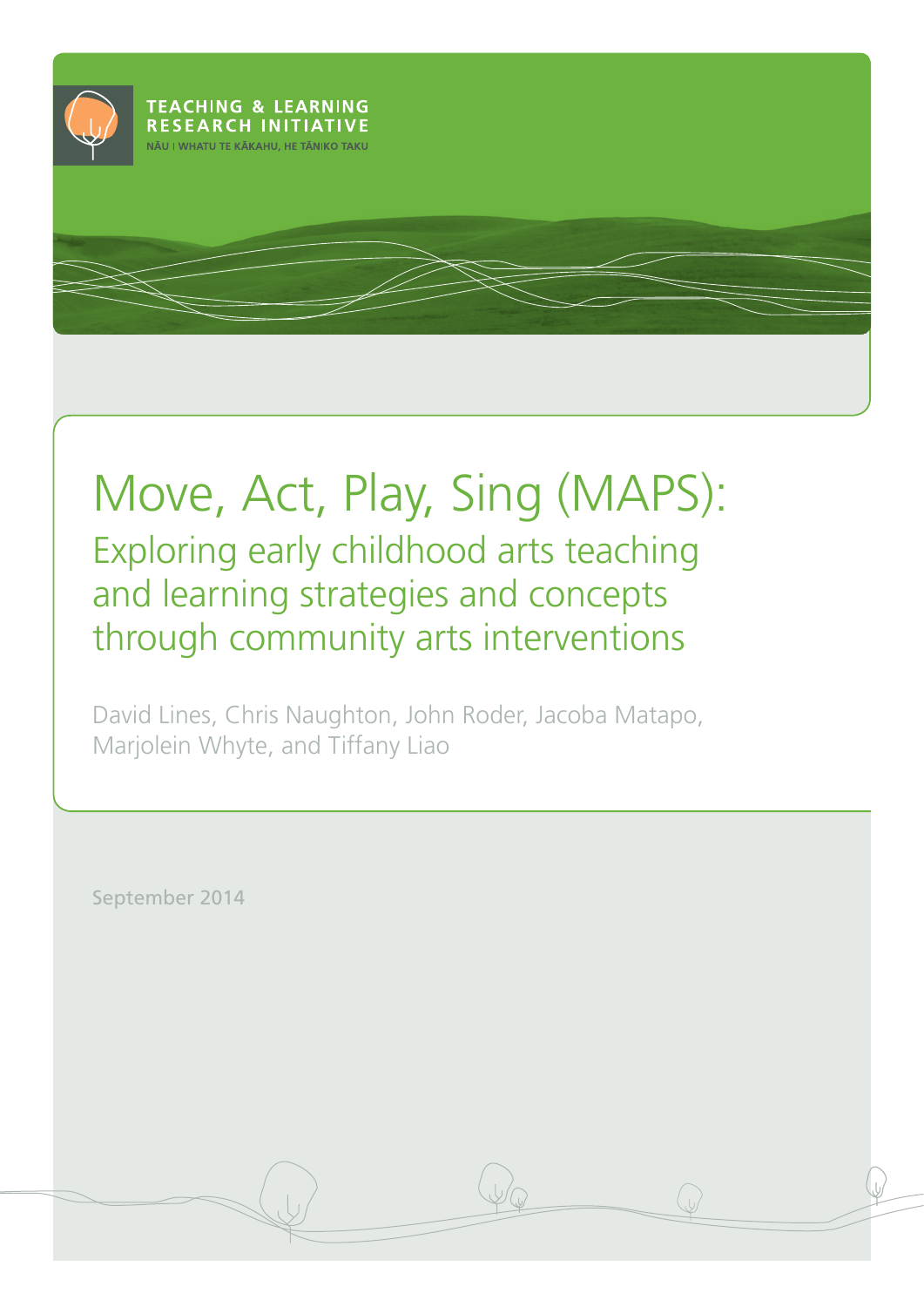TEACHING & LEARNING RESEARCH INITIATIVE

NĀU I WHATU TE KĀKAHU, HE TĀNIKO TAKU

# Move, Act, Play, Sing (MAPS):

## Exploring early childhood arts teaching and learning strategies and concepts through community arts interventions

David Lines, Chris Naughton, John Roder, Jacoba Matapo, Marjolein Whyte, and Tiffany Liao

September 2014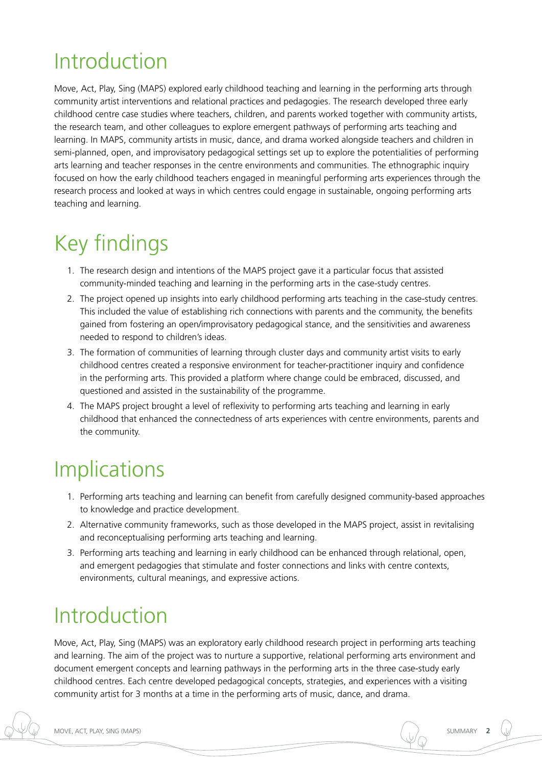# Introduction

Move, Act, Play, Sing (MAPS) explored early childhood teaching and learning in the performing arts through community artist interventions and relational practices and pedagogies. The research developed three early childhood centre case studies where teachers, children, and parents worked together with community artists, the research team, and other colleagues to explore emergent pathways of performing arts teaching and learning. In MAPS, community artists in music, dance, and drama worked alongside teachers and children in semi-planned, open, and improvisatory pedagogical settings set up to explore the potentialities of performing arts learning and teacher responses in the centre environments and communities. The ethnographic inquiry focused on how the early childhood teachers engaged in meaningful performing arts experiences through the research process and looked at ways in which centres could engage in sustainable, ongoing performing arts teaching and learning.

# Key findings

1. The research design and intentions of the MAPS project gave it a particular focus that assisted community-minded teaching and learning in the performing arts in the case-study centres.
2. The project opened up insights into early childhood performing arts teaching in the case-study centres. This included the value of establishing rich connections with parents and the community, the benefits gained from fostering an open/improvisatory pedagogical stance, and the sensitivities and awareness needed to respond to children's ideas.
3. The formation of communities of learning through cluster days and community artist visits to early childhood centres created a responsive environment for teacher-practitioner inquiry and confidence in the performing arts. This provided a platform where change could be embraced, discussed, and questioned and assisted in the sustainability of the programme.
4. The MAPS project brought a level of reflexivity to performing arts teaching and learning in early childhood that enhanced the connectedness of arts experiences with centre environments, parents and the community.

# Implications

1. Performing arts teaching and learning can benefit from carefully designed community-based approaches to knowledge and practice development.
2. Alternative community frameworks, such as those developed in the MAPS project, assist in revitalising and reconceptualising performing arts teaching and learning.
3. Performing arts teaching and learning in early childhood can be enhanced through relational, open, and emergent pedagogies that stimulate and foster connections and links with centre contexts, environments, cultural meanings, and expressive actions.

# Introduction

Move, Act, Play, Sing (MAPS) was an exploratory early childhood research project in performing arts teaching and learning. The aim of the project was to nurture a supportive, relational performing arts environment and document emergent concepts and learning pathways in the performing arts in the three case-study early childhood centres. Each centre developed pedagogical concepts, strategies, and experiences with a visiting community artist for 3 months at a time in the performing arts of music, dance, and drama.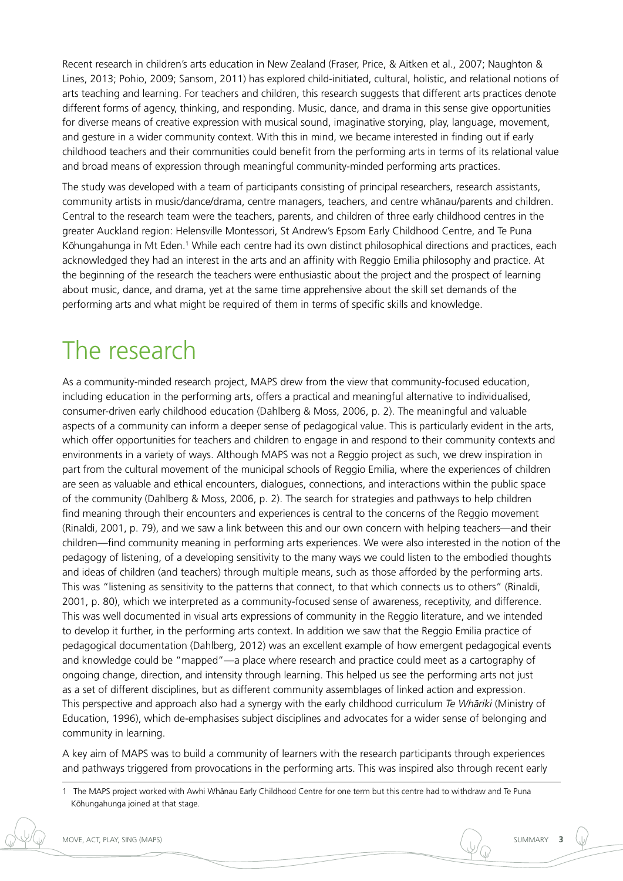Recent research in children's arts education in New Zealand (Fraser, Price, & Aitken et al., 2007; Naughton & Lines, 2013; Pohio, 2009; Sansom, 2011) has explored child-initiated, cultural, holistic, and relational notions of arts teaching and learning. For teachers and children, this research suggests that different arts practices denote different forms of agency, thinking, and responding. Music, dance, and drama in this sense give opportunities for diverse means of creative expression with musical sound, imaginative storying, play, language, movement, and gesture in a wider community context. With this in mind, we became interested in finding out if early childhood teachers and their communities could benefit from the performing arts in terms of its relational value and broad means of expression through meaningful community-minded performing arts practices.

The study was developed with a team of participants consisting of principal researchers, research assistants, community artists in music/dance/drama, centre managers, teachers, and centre whānau/parents and children. Central to the research team were the teachers, parents, and children of three early childhood centres in the greater Auckland region: Helensville Montessori, St Andrew's Epsom Early Childhood Centre, and Te Puna Kōhungahunga in Mt Eden.[1] While each centre had its own distinct philosophical directions and practices, each acknowledged they had an interest in the arts and an affinity with Reggio Emilia philosophy and practice. At the beginning of the research the teachers were enthusiastic about the project and the prospect of learning about music, dance, and drama, yet at the same time apprehensive about the skill set demands of the performing arts and what might be required of them in terms of specific skills and knowledge.

# The research

As a community-minded research project, MAPS drew from the view that community-focused education, including education in the performing arts, offers a practical and meaningful alternative to individualised, consumer-driven early childhood education (Dahlberg & Moss, 2006, p. 2). The meaningful and valuable aspects of a community can inform a deeper sense of pedagogical value. This is particularly evident in the arts, which offer opportunities for teachers and children to engage in and respond to their community contexts and environments in a variety of ways. Although MAPS was not a Reggio project as such, we drew inspiration in part from the cultural movement of the municipal schools of Reggio Emilia, where the experiences of children are seen as valuable and ethical encounters, dialogues, connections, and interactions within the public space of the community (Dahlberg & Moss, 2006, p. 2). The search for strategies and pathways to help children find meaning through their encounters and experiences is central to the concerns of the Reggio movement (Rinaldi, 2001, p. 79), and we saw a link between this and our own concern with helping teachers—and their children—find community meaning in performing arts experiences. We were also interested in the notion of the pedagogy of listening, of a developing sensitivity to the many ways we could listen to the embodied thoughts and ideas of children (and teachers) through multiple means, such as those afforded by the performing arts. This was "listening as sensitivity to the patterns that connect, to that which connects us to others" (Rinaldi, 2001, p. 80), which we interpreted as a community-focused sense of awareness, receptivity, and difference. This was well documented in visual arts expressions of community in the Reggio literature, and we intended to develop it further, in the performing arts context. In addition we saw that the Reggio Emilia practice of pedagogical documentation (Dahlberg, 2012) was an excellent example of how emergent pedagogical events and knowledge could be "mapped"—a place where research and practice could meet as a cartography of ongoing change, direction, and intensity through learning. This helped us see the performing arts not just as a set of different disciplines, but as different community assemblages of linked action and expression. This perspective and approach also had a synergy with the early childhood curriculum *Te Whāriki* (Ministry of Education, 1996), which de-emphasises subject disciplines and advocates for a wider sense of belonging and community in learning.

A key aim of MAPS was to build a community of learners with the research participants through experiences and pathways triggered from provocations in the performing arts. This was inspired also through recent early

1 The MAPS project worked with Awhi Whānau Early Childhood Centre for one term but this centre had to withdraw and Te Puna Kōhungahunga joined at that stage.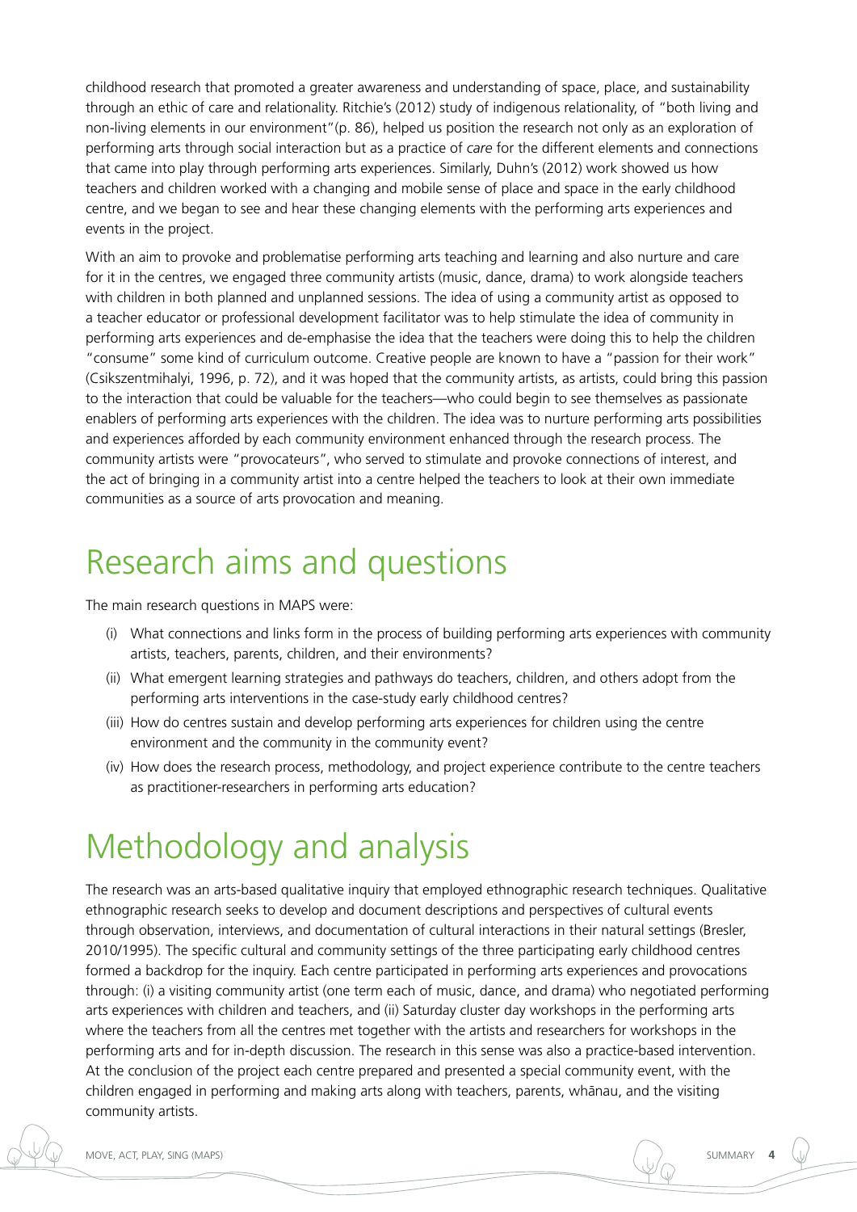childhood research that promoted a greater awareness and understanding of space, place, and sustainability through an ethic of care and relationality. Ritchie's (2012) study of indigenous relationality, of "both living and non-living elements in our environment"(p. 86), helped us position the research not only as an exploration of performing arts through social interaction but as a practice of *care* for the different elements and connections that came into play through performing arts experiences. Similarly, Duhn's (2012) work showed us how teachers and children worked with a changing and mobile sense of place and space in the early childhood centre, and we began to see and hear these changing elements with the performing arts experiences and events in the project.

With an aim to provoke and problematise performing arts teaching and learning and also nurture and care for it in the centres, we engaged three community artists (music, dance, drama) to work alongside teachers with children in both planned and unplanned sessions. The idea of using a community artist as opposed to a teacher educator or professional development facilitator was to help stimulate the idea of community in performing arts experiences and de-emphasise the idea that the teachers were doing this to help the children "consume" some kind of curriculum outcome. Creative people are known to have a "passion for their work" (Csikszentmihalyi, 1996, p. 72), and it was hoped that the community artists, as artists, could bring this passion to the interaction that could be valuable for the teachers—who could begin to see themselves as passionate enablers of performing arts experiences with the children. The idea was to nurture performing arts possibilities and experiences afforded by each community environment enhanced through the research process. The community artists were "provocateurs", who served to stimulate and provoke connections of interest, and the act of bringing in a community artist into a centre helped the teachers to look at their own immediate communities as a source of arts provocation and meaning.

# Research aims and questions

The main research questions in MAPS were:

(i) What connections and links form in the process of building performing arts experiences with community artists, teachers, parents, children, and their environments?

(ii) What emergent learning strategies and pathways do teachers, children, and others adopt from the performing arts interventions in the case-study early childhood centres?

(iii) How do centres sustain and develop performing arts experiences for children using the centre environment and the community in the community event?

(iv) How does the research process, methodology, and project experience contribute to the centre teachers as practitioner-researchers in performing arts education?

# Methodology and analysis

The research was an arts-based qualitative inquiry that employed ethnographic research techniques. Qualitative ethnographic research seeks to develop and document descriptions and perspectives of cultural events through observation, interviews, and documentation of cultural interactions in their natural settings (Bresler, 2010/1995). The specific cultural and community settings of the three participating early childhood centres formed a backdrop for the inquiry. Each centre participated in performing arts experiences and provocations through: (i) a visiting community artist (one term each of music, dance, and drama) who negotiated performing arts experiences with children and teachers, and (ii) Saturday cluster day workshops in the performing arts where the teachers from all the centres met together with the artists and researchers for workshops in the performing arts and for in-depth discussion. The research in this sense was also a practice-based intervention. At the conclusion of the project each centre prepared and presented a special community event, with the children engaged in performing and making arts along with teachers, parents, whānau, and the visiting community artists.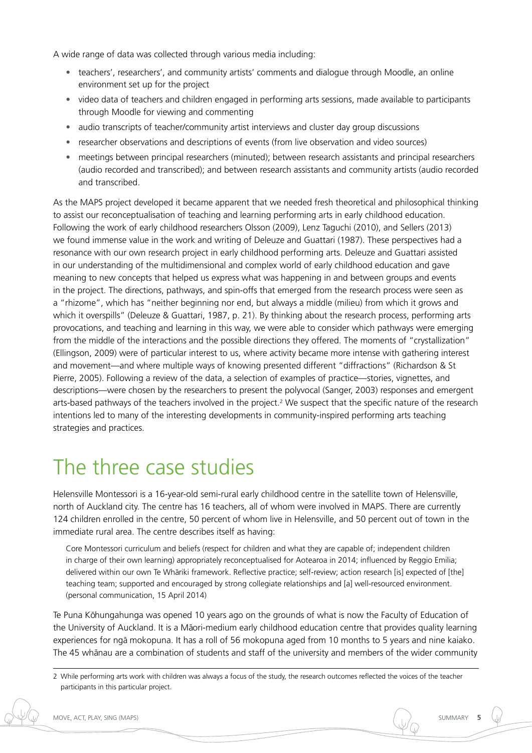A wide range of data was collected through various media including:

- teachers', researchers', and community artists' comments and dialogue through Moodle, an online environment set up for the project
- video data of teachers and children engaged in performing arts sessions, made available to participants through Moodle for viewing and commenting
- audio transcripts of teacher/community artist interviews and cluster day group discussions
- researcher observations and descriptions of events (from live observation and video sources)
- meetings between principal researchers (minuted); between research assistants and principal researchers (audio recorded and transcribed); and between research assistants and community artists (audio recorded and transcribed.

As the MAPS project developed it became apparent that we needed fresh theoretical and philosophical thinking to assist our reconceptualisation of teaching and learning performing arts in early childhood education. Following the work of early childhood researchers Olsson (2009), Lenz Taguchi (2010), and Sellers (2013) we found immense value in the work and writing of Deleuze and Guattari (1987). These perspectives had a resonance with our own research project in early childhood performing arts. Deleuze and Guattari assisted in our understanding of the multidimensional and complex world of early childhood education and gave meaning to new concepts that helped us express what was happening in and between groups and events in the project. The directions, pathways, and spin-offs that emerged from the research process were seen as a "rhizome", which has "neither beginning nor end, but always a middle (milieu) from which it grows and which it overspills" (Deleuze & Guattari, 1987, p. 21). By thinking about the research process, performing arts provocations, and teaching and learning in this way, we were able to consider which pathways were emerging from the middle of the interactions and the possible directions they offered. The moments of "crystallization" (Ellingson, 2009) were of particular interest to us, where activity became more intense with gathering interest and movement—and where multiple ways of knowing presented different "diffractions" (Richardson & St Pierre, 2005). Following a review of the data, a selection of examples of practice—stories, vignettes, and descriptions—were chosen by the researchers to present the polyvocal (Sanger, 2003) responses and emergent arts-based pathways of the teachers involved in the project.[2] We suspect that the specific nature of the research intentions led to many of the interesting developments in community-inspired performing arts teaching strategies and practices.

# The three case studies

Helensville Montessori is a 16-year-old semi-rural early childhood centre in the satellite town of Helensville, north of Auckland city. The centre has 16 teachers, all of whom were involved in MAPS. There are currently 124 children enrolled in the centre, 50 percent of whom live in Helensville, and 50 percent out of town in the immediate rural area. The centre describes itself as having:

> Core Montessori curriculum and beliefs (respect for children and what they are capable of; independent children in charge of their own learning) appropriately reconceptualised for Aotearoa in 2014; influenced by Reggio Emilia; delivered within our own Te Whāriki framework. Reflective practice; self-review; action research [is] expected of [the] teaching team; supported and encouraged by strong collegiate relationships and [a] well-resourced environment. (personal communication, 15 April 2014)

Te Puna Kōhungahunga was opened 10 years ago on the grounds of what is now the Faculty of Education of the University of Auckland. It is a Māori-medium early childhood education centre that provides quality learning experiences for ngā mokopuna. It has a roll of 56 mokopuna aged from 10 months to 5 years and nine kaiako. The 45 whānau are a combination of students and staff of the university and members of the wider community

---

2 While performing arts work with children was always a focus of the study, the research outcomes reflected the voices of the teacher participants in this particular project.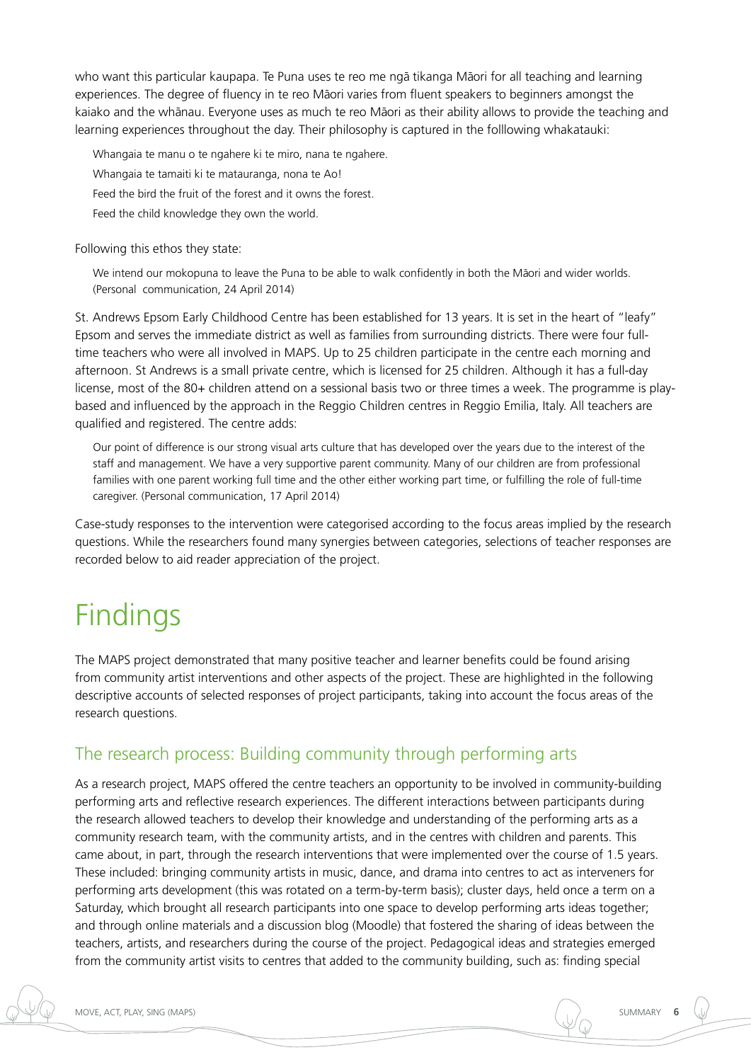who want this particular kaupapa. Te Puna uses te reo me ngā tikanga Māori for all teaching and learning experiences. The degree of fluency in te reo Māori varies from fluent speakers to beginners amongst the kaiako and the whānau. Everyone uses as much te reo Māori as their ability allows to provide the teaching and learning experiences throughout the day. Their philosophy is captured in the folllowing whakatauki:

> Whangaia te manu o te ngahere ki te miro, nana te ngahere.
>
> Whangaia te tamaiti ki te matauranga, nona te Ao!
>
> Feed the bird the fruit of the forest and it owns the forest.
>
> Feed the child knowledge they own the world.

Following this ethos they state:

> We intend our mokopuna to leave the Puna to be able to walk confidently in both the Māori and wider worlds. (Personal communication, 24 April 2014)

St. Andrews Epsom Early Childhood Centre has been established for 13 years. It is set in the heart of "leafy" Epsom and serves the immediate district as well as families from surrounding districts. There were four full-time teachers who were all involved in MAPS. Up to 25 children participate in the centre each morning and afternoon. St Andrews is a small private centre, which is licensed for 25 children. Although it has a full-day license, most of the 80+ children attend on a sessional basis two or three times a week. The programme is play-based and influenced by the approach in the Reggio Children centres in Reggio Emilia, Italy. All teachers are qualified and registered. The centre adds:

> Our point of difference is our strong visual arts culture that has developed over the years due to the interest of the staff and management. We have a very supportive parent community. Many of our children are from professional families with one parent working full time and the other either working part time, or fulfilling the role of full-time caregiver. (Personal communication, 17 April 2014)

Case-study responses to the intervention were categorised according to the focus areas implied by the research questions. While the researchers found many synergies between categories, selections of teacher responses are recorded below to aid reader appreciation of the project.

# Findings

The MAPS project demonstrated that many positive teacher and learner benefits could be found arising from community artist interventions and other aspects of the project. These are highlighted in the following descriptive accounts of selected responses of project participants, taking into account the focus areas of the research questions.

## The research process: Building community through performing arts

As a research project, MAPS offered the centre teachers an opportunity to be involved in community-building performing arts and reflective research experiences. The different interactions between participants during the research allowed teachers to develop their knowledge and understanding of the performing arts as a community research team, with the community artists, and in the centres with children and parents. This came about, in part, through the research interventions that were implemented over the course of 1.5 years. These included: bringing community artists in music, dance, and drama into centres to act as interveners for performing arts development (this was rotated on a term-by-term basis); cluster days, held once a term on a Saturday, which brought all research participants into one space to develop performing arts ideas together; and through online materials and a discussion blog (Moodle) that fostered the sharing of ideas between the teachers, artists, and researchers during the course of the project. Pedagogical ideas and strategies emerged from the community artist visits to centres that added to the community building, such as: finding special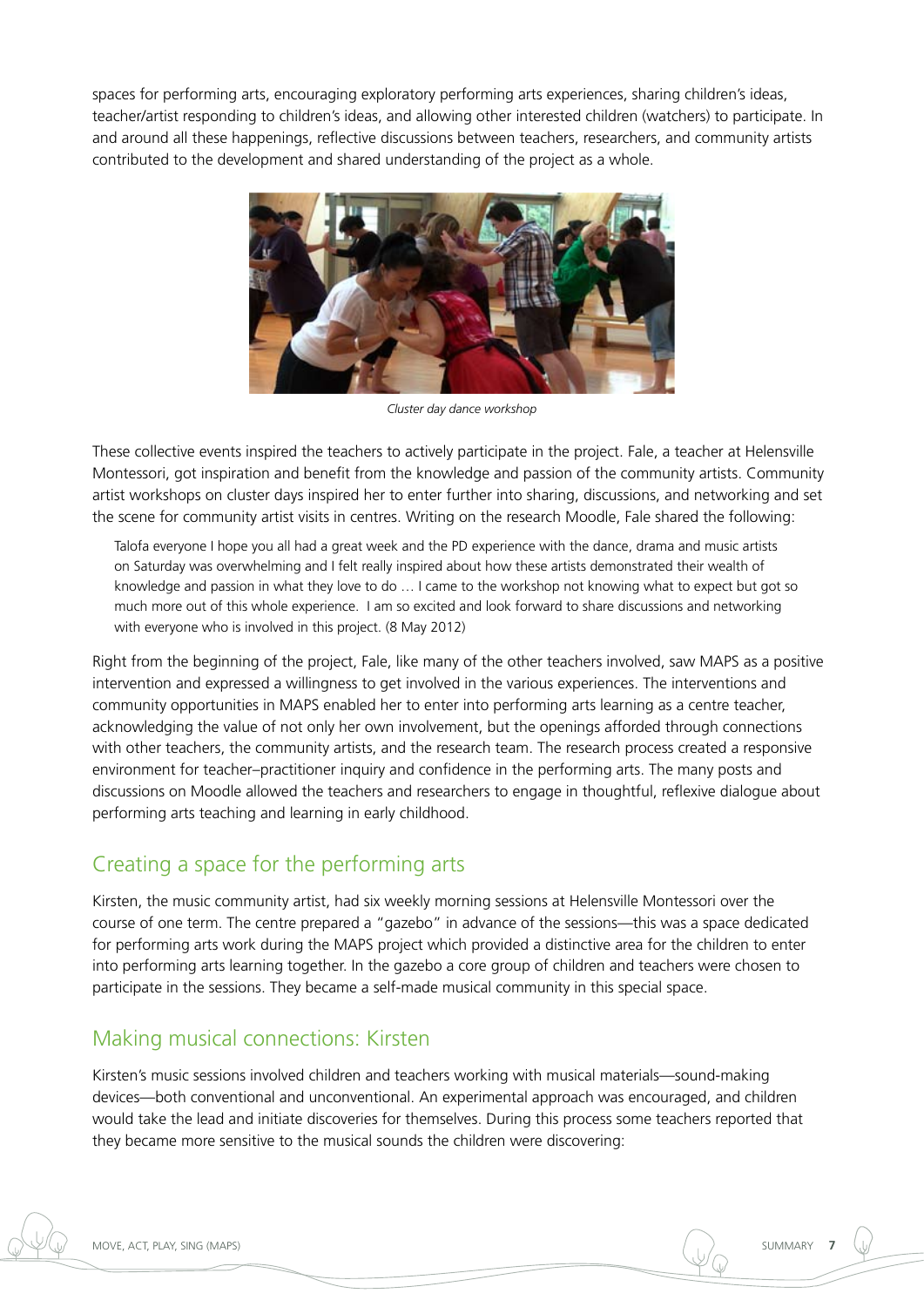spaces for performing arts, encouraging exploratory performing arts experiences, sharing children's ideas, teacher/artist responding to children's ideas, and allowing other interested children (watchers) to participate. In and around all these happenings, reflective discussions between teachers, researchers, and community artists contributed to the development and shared understanding of the project as a whole.

*Cluster day dance workshop*

These collective events inspired the teachers to actively participate in the project. Fale, a teacher at Helensville Montessori, got inspiration and benefit from the knowledge and passion of the community artists. Community artist workshops on cluster days inspired her to enter further into sharing, discussions, and networking and set the scene for community artist visits in centres. Writing on the research Moodle, Fale shared the following:

> Talofa everyone I hope you all had a great week and the PD experience with the dance, drama and music artists on Saturday was overwhelming and I felt really inspired about how these artists demonstrated their wealth of knowledge and passion in what they love to do … I came to the workshop not knowing what to expect but got so much more out of this whole experience. I am so excited and look forward to share discussions and networking with everyone who is involved in this project. (8 May 2012)

Right from the beginning of the project, Fale, like many of the other teachers involved, saw MAPS as a positive intervention and expressed a willingness to get involved in the various experiences. The interventions and community opportunities in MAPS enabled her to enter into performing arts learning as a centre teacher, acknowledging the value of not only her own involvement, but the openings afforded through connections with other teachers, the community artists, and the research team. The research process created a responsive environment for teacher–practitioner inquiry and confidence in the performing arts. The many posts and discussions on Moodle allowed the teachers and researchers to engage in thoughtful, reflexive dialogue about performing arts teaching and learning in early childhood.

## Creating a space for the performing arts

Kirsten, the music community artist, had six weekly morning sessions at Helensville Montessori over the course of one term. The centre prepared a "gazebo" in advance of the sessions—this was a space dedicated for performing arts work during the MAPS project which provided a distinctive area for the children to enter into performing arts learning together. In the gazebo a core group of children and teachers were chosen to participate in the sessions. They became a self-made musical community in this special space.

## Making musical connections: Kirsten

Kirsten's music sessions involved children and teachers working with musical materials—sound-making devices—both conventional and unconventional. An experimental approach was encouraged, and children would take the lead and initiate discoveries for themselves. During this process some teachers reported that they became more sensitive to the musical sounds the children were discovering: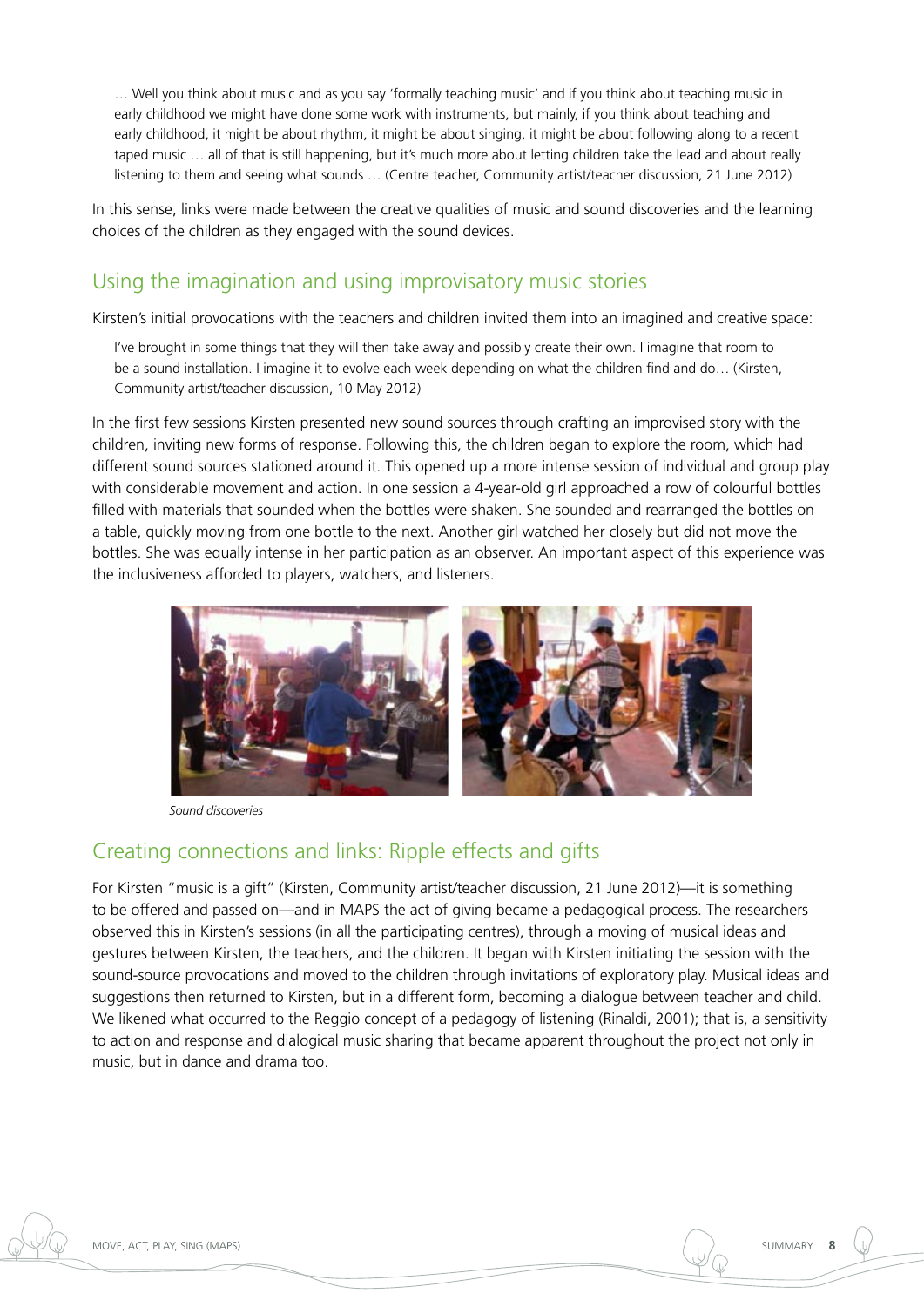> … Well you think about music and as you say 'formally teaching music' and if you think about teaching music in early childhood we might have done some work with instruments, but mainly, if you think about teaching and early childhood, it might be about rhythm, it might be about singing, it might be about following along to a recent taped music … all of that is still happening, but it's much more about letting children take the lead and about really listening to them and seeing what sounds … (Centre teacher, Community artist/teacher discussion, 21 June 2012)

In this sense, links were made between the creative qualities of music and sound discoveries and the learning choices of the children as they engaged with the sound devices.

## Using the imagination and using improvisatory music stories

Kirsten's initial provocations with the teachers and children invited them into an imagined and creative space:

> I've brought in some things that they will then take away and possibly create their own. I imagine that room to be a sound installation. I imagine it to evolve each week depending on what the children find and do… (Kirsten, Community artist/teacher discussion, 10 May 2012)

In the first few sessions Kirsten presented new sound sources through crafting an improvised story with the children, inviting new forms of response. Following this, the children began to explore the room, which had different sound sources stationed around it. This opened up a more intense session of individual and group play with considerable movement and action. In one session a 4-year-old girl approached a row of colourful bottles filled with materials that sounded when the bottles were shaken. She sounded and rearranged the bottles on a table, quickly moving from one bottle to the next. Another girl watched her closely but did not move the bottles. She was equally intense in her participation as an observer. An important aspect of this experience was the inclusiveness afforded to players, watchers, and listeners.

*Sound discoveries*

## Creating connections and links: Ripple effects and gifts

For Kirsten "music is a gift" (Kirsten, Community artist/teacher discussion, 21 June 2012)—it is something to be offered and passed on—and in MAPS the act of giving became a pedagogical process. The researchers observed this in Kirsten's sessions (in all the participating centres), through a moving of musical ideas and gestures between Kirsten, the teachers, and the children. It began with Kirsten initiating the session with the sound-source provocations and moved to the children through invitations of exploratory play. Musical ideas and suggestions then returned to Kirsten, but in a different form, becoming a dialogue between teacher and child. We likened what occurred to the Reggio concept of a pedagogy of listening (Rinaldi, 2001); that is, a sensitivity to action and response and dialogical music sharing that became apparent throughout the project not only in music, but in dance and drama too.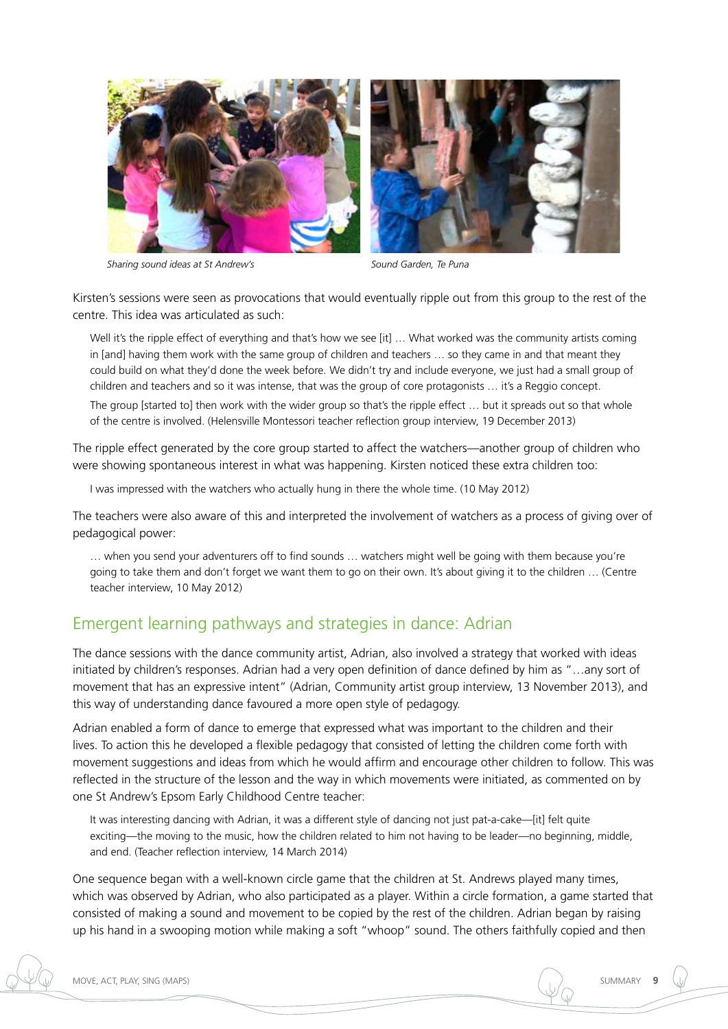*Sharing sound ideas at St Andrew's*

*Sound Garden, Te Puna*

Kirsten's sessions were seen as provocations that would eventually ripple out from this group to the rest of the centre. This idea was articulated as such:

> Well it's the ripple effect of everything and that's how we see [it] … What worked was the community artists coming in [and] having them work with the same group of children and teachers … so they came in and that meant they could build on what they'd done the week before. We didn't try and include everyone, we just had a small group of children and teachers and so it was intense, that was the group of core protagonists … it's a Reggio concept.
>
> The group [started to] then work with the wider group so that's the ripple effect … but it spreads out so that whole of the centre is involved. (Helensville Montessori teacher reflection group interview, 19 December 2013)

The ripple effect generated by the core group started to affect the watchers—another group of children who were showing spontaneous interest in what was happening. Kirsten noticed these extra children too:

> I was impressed with the watchers who actually hung in there the whole time. (10 May 2012)

The teachers were also aware of this and interpreted the involvement of watchers as a process of giving over of pedagogical power:

> … when you send your adventurers off to find sounds … watchers might well be going with them because you're going to take them and don't forget we want them to go on their own. It's about giving it to the children … (Centre teacher interview, 10 May 2012)

## Emergent learning pathways and strategies in dance: Adrian

The dance sessions with the dance community artist, Adrian, also involved a strategy that worked with ideas initiated by children's responses. Adrian had a very open definition of dance defined by him as "…any sort of movement that has an expressive intent" (Adrian, Community artist group interview, 13 November 2013), and this way of understanding dance favoured a more open style of pedagogy.

Adrian enabled a form of dance to emerge that expressed what was important to the children and their lives. To action this he developed a flexible pedagogy that consisted of letting the children come forth with movement suggestions and ideas from which he would affirm and encourage other children to follow. This was reflected in the structure of the lesson and the way in which movements were initiated, as commented on by one St Andrew's Epsom Early Childhood Centre teacher:

> It was interesting dancing with Adrian, it was a different style of dancing not just pat-a-cake—[it] felt quite exciting—the moving to the music, how the children related to him not having to be leader—no beginning, middle, and end. (Teacher reflection interview, 14 March 2014)

One sequence began with a well-known circle game that the children at St. Andrews played many times, which was observed by Adrian, who also participated as a player. Within a circle formation, a game started that consisted of making a sound and movement to be copied by the rest of the children. Adrian began by raising up his hand in a swooping motion while making a soft "whoop" sound. The others faithfully copied and then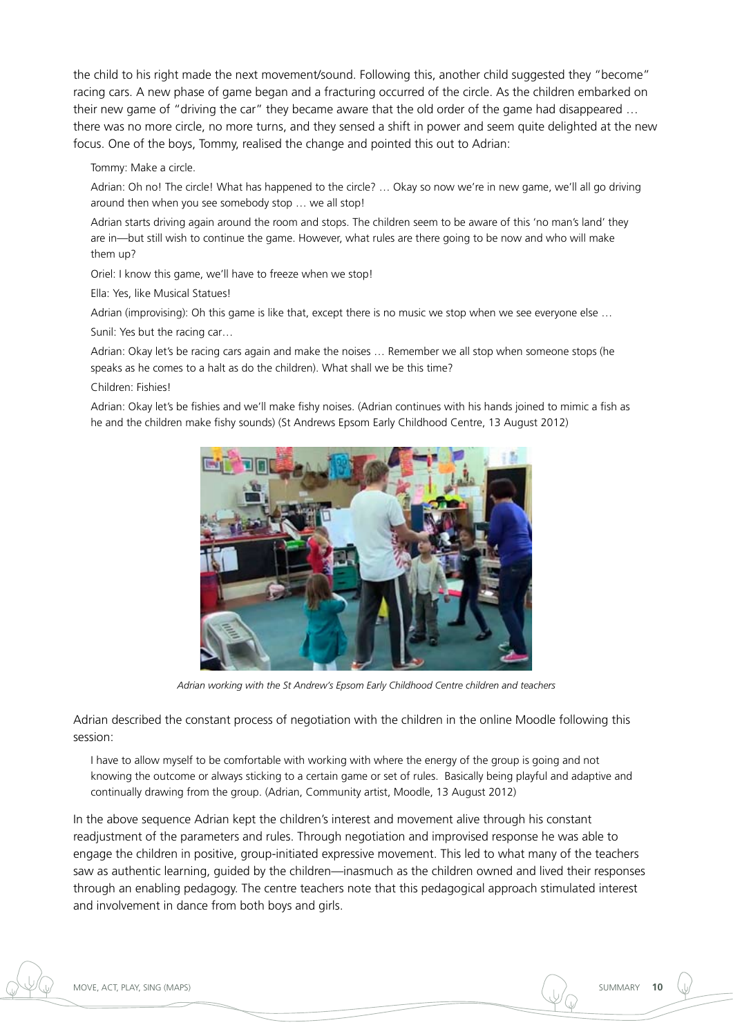the child to his right made the next movement/sound. Following this, another child suggested they "become" racing cars. A new phase of game began and a fracturing occurred of the circle. As the children embarked on their new game of "driving the car" they became aware that the old order of the game had disappeared … there was no more circle, no more turns, and they sensed a shift in power and seem quite delighted at the new focus. One of the boys, Tommy, realised the change and pointed this out to Adrian:

> Tommy: Make a circle.
>
> Adrian: Oh no! The circle! What has happened to the circle? … Okay so now we're in new game, we'll all go driving around then when you see somebody stop … we all stop!
>
> Adrian starts driving again around the room and stops. The children seem to be aware of this 'no man's land' they are in—but still wish to continue the game. However, what rules are there going to be now and who will make them up?
>
> Oriel: I know this game, we'll have to freeze when we stop!
>
> Ella: Yes, like Musical Statues!
>
> Adrian (improvising): Oh this game is like that, except there is no music we stop when we see everyone else …
>
> Sunil: Yes but the racing car…
>
> Adrian: Okay let's be racing cars again and make the noises … Remember we all stop when someone stops (he speaks as he comes to a halt as do the children). What shall we be this time?
>
> Children: Fishies!
>
> Adrian: Okay let's be fishies and we'll make fishy noises. (Adrian continues with his hands joined to mimic a fish as he and the children make fishy sounds) (St Andrews Epsom Early Childhood Centre, 13 August 2012)

*Adrian working with the St Andrew's Epsom Early Childhood Centre children and teachers*

Adrian described the constant process of negotiation with the children in the online Moodle following this session:

> I have to allow myself to be comfortable with working with where the energy of the group is going and not knowing the outcome or always sticking to a certain game or set of rules. Basically being playful and adaptive and continually drawing from the group. (Adrian, Community artist, Moodle, 13 August 2012)

In the above sequence Adrian kept the children's interest and movement alive through his constant readjustment of the parameters and rules. Through negotiation and improvised response he was able to engage the children in positive, group-initiated expressive movement. This led to what many of the teachers saw as authentic learning, guided by the children—inasmuch as the children owned and lived their responses through an enabling pedagogy. The centre teachers note that this pedagogical approach stimulated interest and involvement in dance from both boys and girls.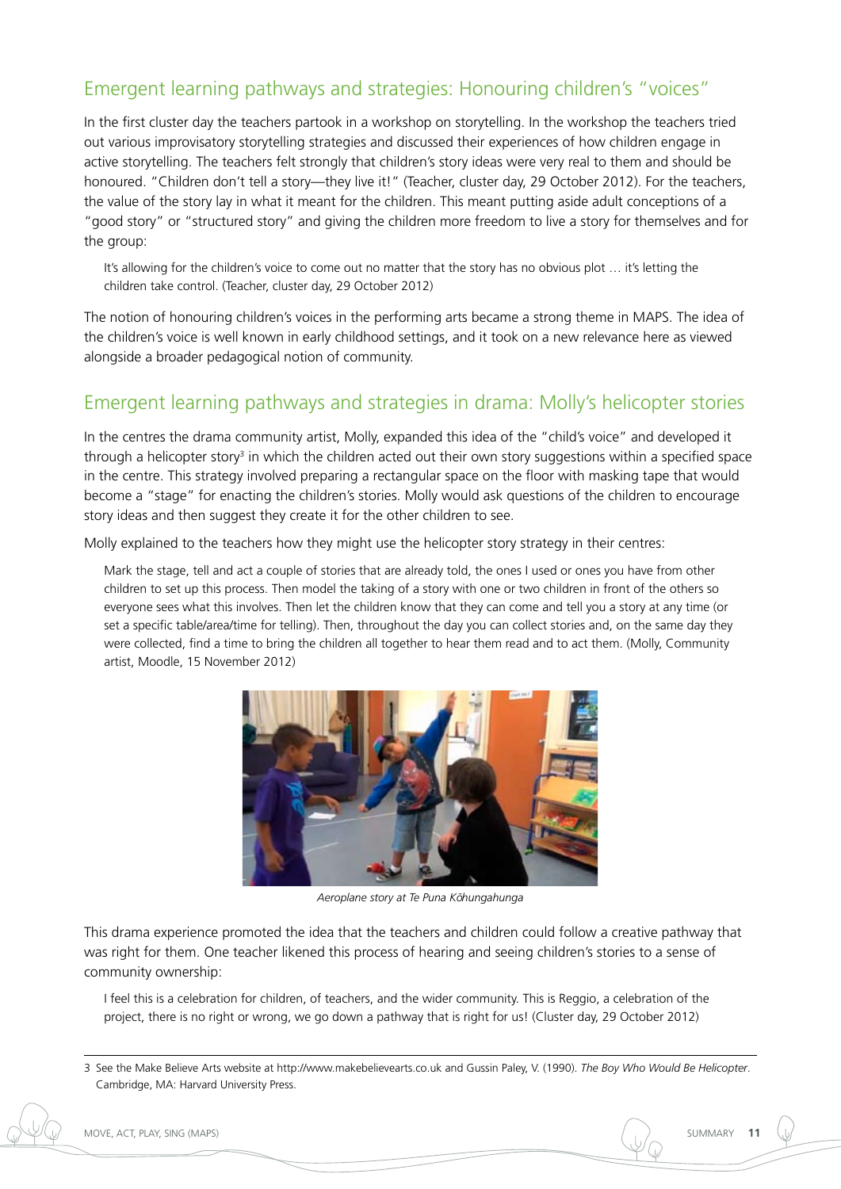## Emergent learning pathways and strategies: Honouring children's "voices"

In the first cluster day the teachers partook in a workshop on storytelling. In the workshop the teachers tried out various improvisatory storytelling strategies and discussed their experiences of how children engage in active storytelling. The teachers felt strongly that children's story ideas were very real to them and should be honoured. "Children don't tell a story—they live it!" (Teacher, cluster day, 29 October 2012). For the teachers, the value of the story lay in what it meant for the children. This meant putting aside adult conceptions of a "good story" or "structured story" and giving the children more freedom to live a story for themselves and for the group:

> It's allowing for the children's voice to come out no matter that the story has no obvious plot … it's letting the children take control. (Teacher, cluster day, 29 October 2012)

The notion of honouring children's voices in the performing arts became a strong theme in MAPS. The idea of the children's voice is well known in early childhood settings, and it took on a new relevance here as viewed alongside a broader pedagogical notion of community.

## Emergent learning pathways and strategies in drama: Molly's helicopter stories

In the centres the drama community artist, Molly, expanded this idea of the "child's voice" and developed it through a helicopter story[3] in which the children acted out their own story suggestions within a specified space in the centre. This strategy involved preparing a rectangular space on the floor with masking tape that would become a "stage" for enacting the children's stories. Molly would ask questions of the children to encourage story ideas and then suggest they create it for the other children to see.

Molly explained to the teachers how they might use the helicopter story strategy in their centres:

> Mark the stage, tell and act a couple of stories that are already told, the ones I used or ones you have from other children to set up this process. Then model the taking of a story with one or two children in front of the others so everyone sees what this involves. Then let the children know that they can come and tell you a story at any time (or set a specific table/area/time for telling). Then, throughout the day you can collect stories and, on the same day they were collected, find a time to bring the children all together to hear them read and to act them. (Molly, Community artist, Moodle, 15 November 2012)

*Aeroplane story at Te Puna Kōhungahunga*

This drama experience promoted the idea that the teachers and children could follow a creative pathway that was right for them. One teacher likened this process of hearing and seeing children's stories to a sense of community ownership:

> I feel this is a celebration for children, of teachers, and the wider community. This is Reggio, a celebration of the project, there is no right or wrong, we go down a pathway that is right for us! (Cluster day, 29 October 2012)

---

3 See the Make Believe Arts website at http://www.makebelievearts.co.uk and Gussin Paley, V. (1990). *The Boy Who Would Be Helicopter*. Cambridge, MA: Harvard University Press.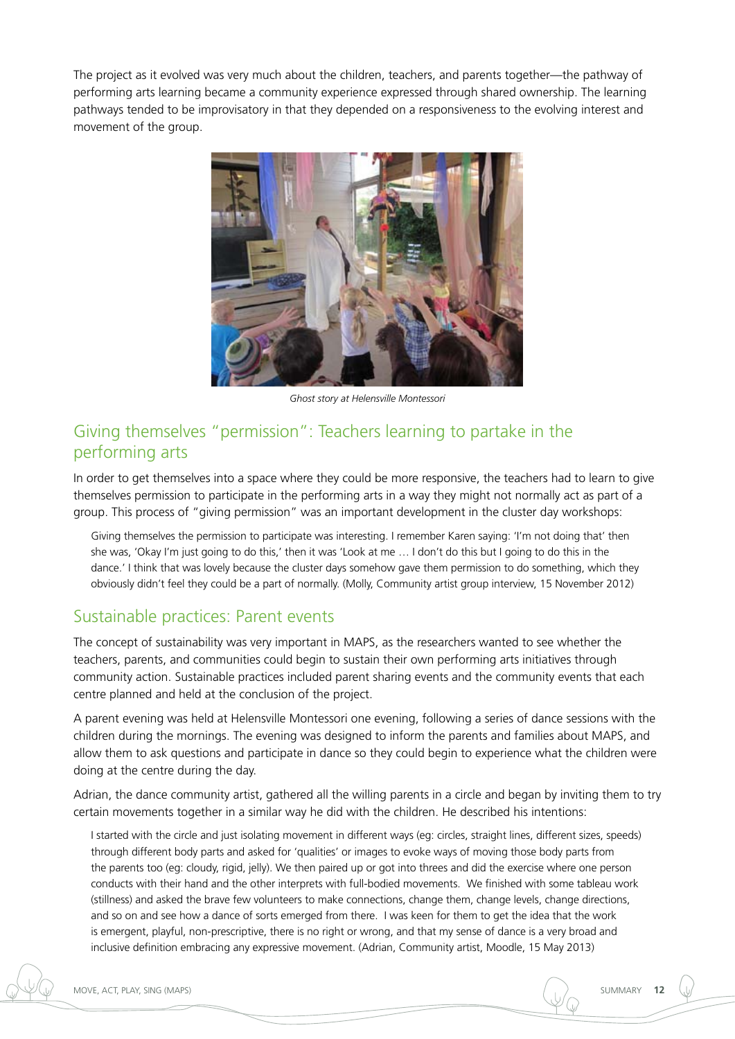The project as it evolved was very much about the children, teachers, and parents together—the pathway of performing arts learning became a community experience expressed through shared ownership. The learning pathways tended to be improvisatory in that they depended on a responsiveness to the evolving interest and movement of the group.

*Ghost story at Helensville Montessori*

## Giving themselves "permission": Teachers learning to partake in the performing arts

In order to get themselves into a space where they could be more responsive, the teachers had to learn to give themselves permission to participate in the performing arts in a way they might not normally act as part of a group. This process of "giving permission" was an important development in the cluster day workshops:

> Giving themselves the permission to participate was interesting. I remember Karen saying: 'I'm not doing that' then she was, 'Okay I'm just going to do this,' then it was 'Look at me … I don't do this but I going to do this in the dance.' I think that was lovely because the cluster days somehow gave them permission to do something, which they obviously didn't feel they could be a part of normally. (Molly, Community artist group interview, 15 November 2012)

## Sustainable practices: Parent events

The concept of sustainability was very important in MAPS, as the researchers wanted to see whether the teachers, parents, and communities could begin to sustain their own performing arts initiatives through community action. Sustainable practices included parent sharing events and the community events that each centre planned and held at the conclusion of the project.

A parent evening was held at Helensville Montessori one evening, following a series of dance sessions with the children during the mornings. The evening was designed to inform the parents and families about MAPS, and allow them to ask questions and participate in dance so they could begin to experience what the children were doing at the centre during the day.

Adrian, the dance community artist, gathered all the willing parents in a circle and began by inviting them to try certain movements together in a similar way he did with the children. He described his intentions:

> I started with the circle and just isolating movement in different ways (eg: circles, straight lines, different sizes, speeds) through different body parts and asked for 'qualities' or images to evoke ways of moving those body parts from the parents too (eg: cloudy, rigid, jelly). We then paired up or got into threes and did the exercise where one person conducts with their hand and the other interprets with full-bodied movements. We finished with some tableau work (stillness) and asked the brave few volunteers to make connections, change them, change levels, change directions, and so on and see how a dance of sorts emerged from there. I was keen for them to get the idea that the work is emergent, playful, non-prescriptive, there is no right or wrong, and that my sense of dance is a very broad and inclusive definition embracing any expressive movement. (Adrian, Community artist, Moodle, 15 May 2013)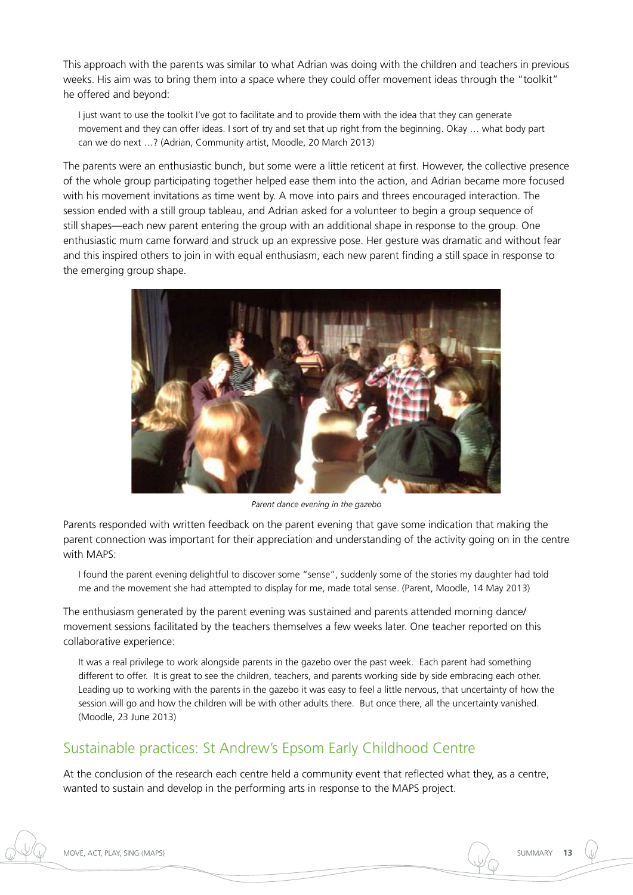This approach with the parents was similar to what Adrian was doing with the children and teachers in previous weeks. His aim was to bring them into a space where they could offer movement ideas through the "toolkit" he offered and beyond:

> I just want to use the toolkit I've got to facilitate and to provide them with the idea that they can generate movement and they can offer ideas. I sort of try and set that up right from the beginning. Okay … what body part can we do next …? (Adrian, Community artist, Moodle, 20 March 2013)

The parents were an enthusiastic bunch, but some were a little reticent at first. However, the collective presence of the whole group participating together helped ease them into the action, and Adrian became more focused with his movement invitations as time went by. A move into pairs and threes encouraged interaction. The session ended with a still group tableau, and Adrian asked for a volunteer to begin a group sequence of still shapes—each new parent entering the group with an additional shape in response to the group. One enthusiastic mum came forward and struck up an expressive pose. Her gesture was dramatic and without fear and this inspired others to join in with equal enthusiasm, each new parent finding a still space in response to the emerging group shape.

*Parent dance evening in the gazebo*

Parents responded with written feedback on the parent evening that gave some indication that making the parent connection was important for their appreciation and understanding of the activity going on in the centre with MAPS:

> I found the parent evening delightful to discover some "sense", suddenly some of the stories my daughter had told me and the movement she had attempted to display for me, made total sense. (Parent, Moodle, 14 May 2013)

The enthusiasm generated by the parent evening was sustained and parents attended morning dance/movement sessions facilitated by the teachers themselves a few weeks later. One teacher reported on this collaborative experience:

> It was a real privilege to work alongside parents in the gazebo over the past week. Each parent had something different to offer. It is great to see the children, teachers, and parents working side by side embracing each other. Leading up to working with the parents in the gazebo it was easy to feel a little nervous, that uncertainty of how the session will go and how the children will be with other adults there. But once there, all the uncertainty vanished. (Moodle, 23 June 2013)

## Sustainable practices: St Andrew's Epsom Early Childhood Centre

At the conclusion of the research each centre held a community event that reflected what they, as a centre, wanted to sustain and develop in the performing arts in response to the MAPS project.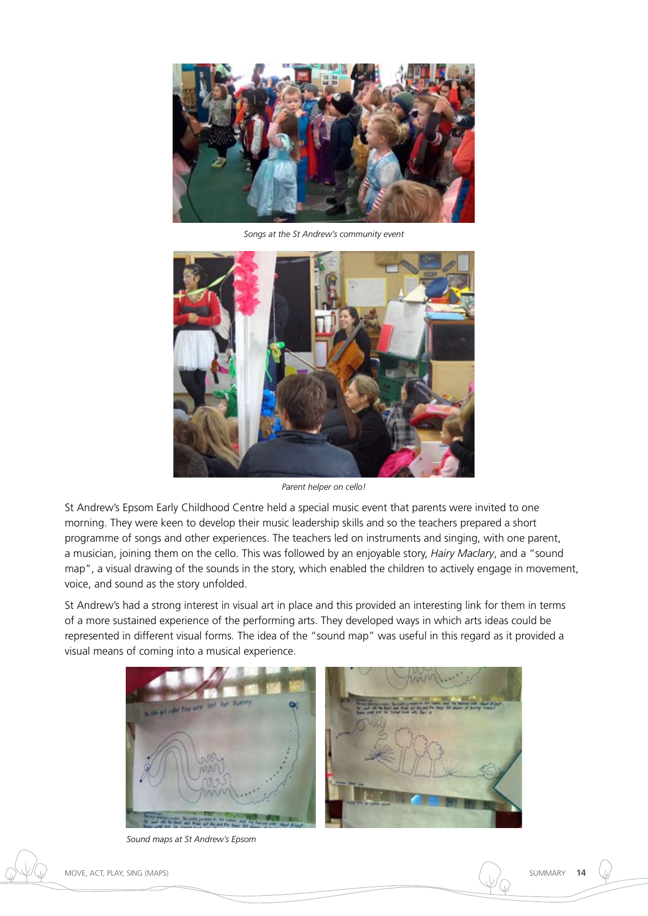*Songs at the St Andrew's community event*

*Parent helper on cello!*

St Andrew's Epsom Early Childhood Centre held a special music event that parents were invited to one morning. They were keen to develop their music leadership skills and so the teachers prepared a short programme of songs and other experiences. The teachers led on instruments and singing, with one parent, a musician, joining them on the cello. This was followed by an enjoyable story, *Hairy Maclary*, and a "sound map", a visual drawing of the sounds in the story, which enabled the children to actively engage in movement, voice, and sound as the story unfolded.

St Andrew's had a strong interest in visual art in place and this provided an interesting link for them in terms of a more sustained experience of the performing arts. They developed ways in which arts ideas could be represented in different visual forms. The idea of the "sound map" was useful in this regard as it provided a visual means of coming into a musical experience.

*Sound maps at St Andrew's Epsom*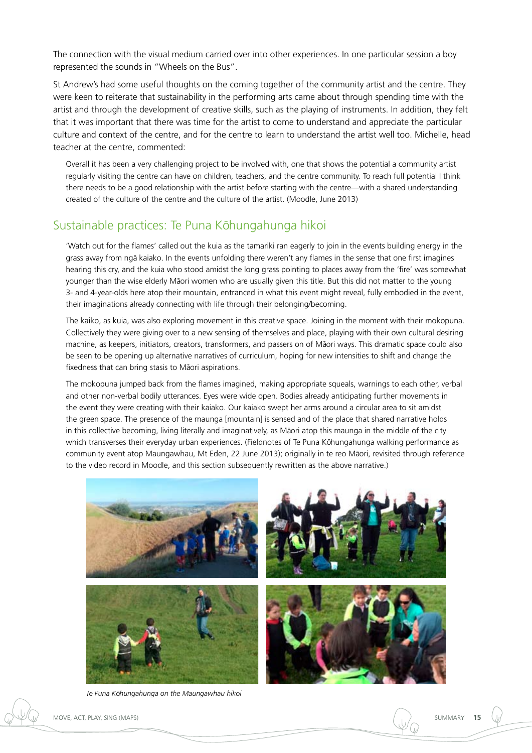The connection with the visual medium carried over into other experiences. In one particular session a boy represented the sounds in "Wheels on the Bus".

St Andrew's had some useful thoughts on the coming together of the community artist and the centre. They were keen to reiterate that sustainability in the performing arts came about through spending time with the artist and through the development of creative skills, such as the playing of instruments. In addition, they felt that it was important that there was time for the artist to come to understand and appreciate the particular culture and context of the centre, and for the centre to learn to understand the artist well too. Michelle, head teacher at the centre, commented:

> Overall it has been a very challenging project to be involved with, one that shows the potential a community artist regularly visiting the centre can have on children, teachers, and the centre community. To reach full potential I think there needs to be a good relationship with the artist before starting with the centre—with a shared understanding created of the culture of the centre and the culture of the artist. (Moodle, June 2013)

## Sustainable practices: Te Puna Kōhungahunga hikoi

> 'Watch out for the flames' called out the kuia as the tamariki ran eagerly to join in the events building energy in the grass away from ngā kaiako. In the events unfolding there weren't any flames in the sense that one first imagines hearing this cry, and the kuia who stood amidst the long grass pointing to places away from the 'fire' was somewhat younger than the wise elderly Māori women who are usually given this title. But this did not matter to the young 3- and 4-year-olds here atop their mountain, entranced in what this event might reveal, fully embodied in the event, their imaginations already connecting with life through their belonging/becoming.
>
> The kaiko, as kuia, was also exploring movement in this creative space. Joining in the moment with their mokopuna. Collectively they were giving over to a new sensing of themselves and place, playing with their own cultural desiring machine, as keepers, initiators, creators, transformers, and passers on of Māori ways. This dramatic space could also be seen to be opening up alternative narratives of curriculum, hoping for new intensities to shift and change the fixedness that can bring stasis to Māori aspirations.
>
> The mokopuna jumped back from the flames imagined, making appropriate squeals, warnings to each other, verbal and other non-verbal bodily utterances. Eyes were wide open. Bodies already anticipating further movements in the event they were creating with their kaiako. Our kaiako swept her arms around a circular area to sit amidst the green space. The presence of the maunga [mountain] is sensed and of the place that shared narrative holds in this collective becoming, living literally and imaginatively, as Māori atop this maunga in the middle of the city which transverses their everyday urban experiences. (Fieldnotes of Te Puna Kōhungahunga walking performance as community event atop Maungawhau, Mt Eden, 22 June 2013); originally in te reo Māori, revisited through reference to the video record in Moodle, and this section subsequently rewritten as the above narrative.)

*Te Puna Kōhungahunga on the Maungawhau hikoi*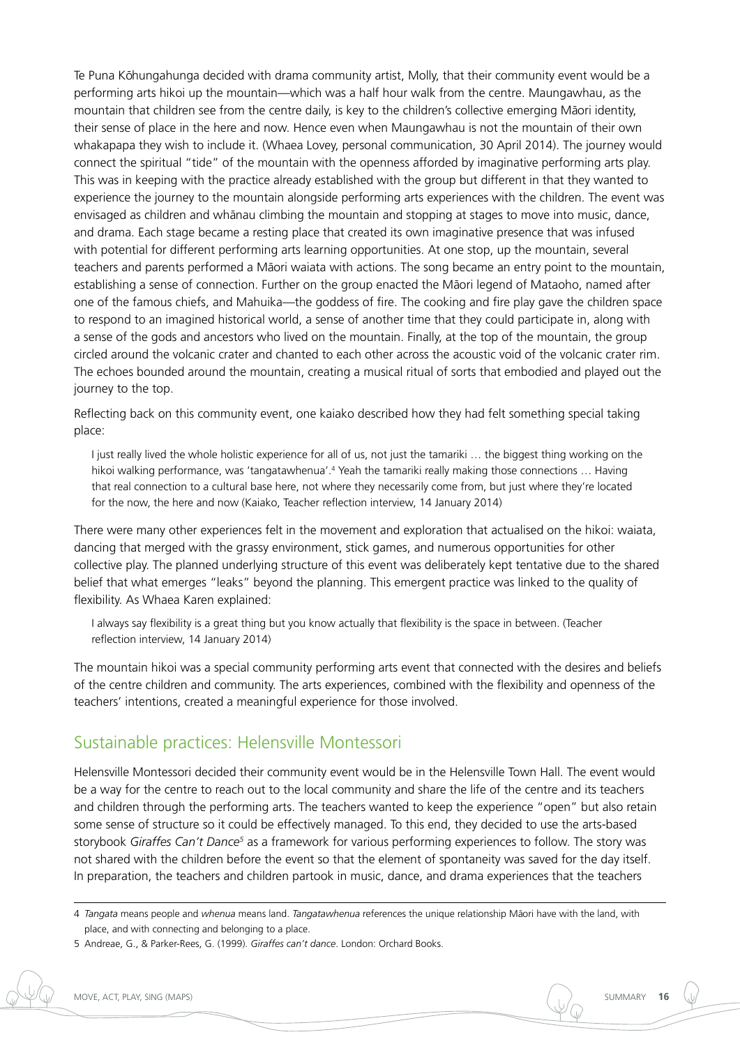Te Puna Kōhungahunga decided with drama community artist, Molly, that their community event would be a performing arts hikoi up the mountain—which was a half hour walk from the centre. Maungawhau, as the mountain that children see from the centre daily, is key to the children's collective emerging Māori identity, their sense of place in the here and now. Hence even when Maungawhau is not the mountain of their own whakapapa they wish to include it. (Whaea Lovey, personal communication, 30 April 2014). The journey would connect the spiritual "tide" of the mountain with the openness afforded by imaginative performing arts play. This was in keeping with the practice already established with the group but different in that they wanted to experience the journey to the mountain alongside performing arts experiences with the children. The event was envisaged as children and whānau climbing the mountain and stopping at stages to move into music, dance, and drama. Each stage became a resting place that created its own imaginative presence that was infused with potential for different performing arts learning opportunities. At one stop, up the mountain, several teachers and parents performed a Māori waiata with actions. The song became an entry point to the mountain, establishing a sense of connection. Further on the group enacted the Māori legend of Mataoho, named after one of the famous chiefs, and Mahuika—the goddess of fire. The cooking and fire play gave the children space to respond to an imagined historical world, a sense of another time that they could participate in, along with a sense of the gods and ancestors who lived on the mountain. Finally, at the top of the mountain, the group circled around the volcanic crater and chanted to each other across the acoustic void of the volcanic crater rim. The echoes bounded around the mountain, creating a musical ritual of sorts that embodied and played out the journey to the top.

Reflecting back on this community event, one kaiako described how they had felt something special taking place:

> I just really lived the whole holistic experience for all of us, not just the tamariki … the biggest thing working on the hikoi walking performance, was 'tangatawhenua'.[4] Yeah the tamariki really making those connections … Having that real connection to a cultural base here, not where they necessarily come from, but just where they're located for the now, the here and now (Kaiako, Teacher reflection interview, 14 January 2014)

There were many other experiences felt in the movement and exploration that actualised on the hikoi: waiata, dancing that merged with the grassy environment, stick games, and numerous opportunities for other collective play. The planned underlying structure of this event was deliberately kept tentative due to the shared belief that what emerges "leaks" beyond the planning. This emergent practice was linked to the quality of flexibility. As Whaea Karen explained:

> I always say flexibility is a great thing but you know actually that flexibility is the space in between. (Teacher reflection interview, 14 January 2014)

The mountain hikoi was a special community performing arts event that connected with the desires and beliefs of the centre children and community. The arts experiences, combined with the flexibility and openness of the teachers' intentions, created a meaningful experience for those involved.

## Sustainable practices: Helensville Montessori

Helensville Montessori decided their community event would be in the Helensville Town Hall. The event would be a way for the centre to reach out to the local community and share the life of the centre and its teachers and children through the performing arts. The teachers wanted to keep the experience "open" but also retain some sense of structure so it could be effectively managed. To this end, they decided to use the arts-based storybook *Giraffes Can't Dance*[5] as a framework for various performing experiences to follow. The story was not shared with the children before the event so that the element of spontaneity was saved for the day itself. In preparation, the teachers and children partook in music, dance, and drama experiences that the teachers

---

4 *Tangata* means people and *whenua* means land. *Tangatawhenua* references the unique relationship Māori have with the land, with place, and with connecting and belonging to a place.

5 Andreae, G., & Parker-Rees, G. (1999). *Giraffes can't dance*. London: Orchard Books.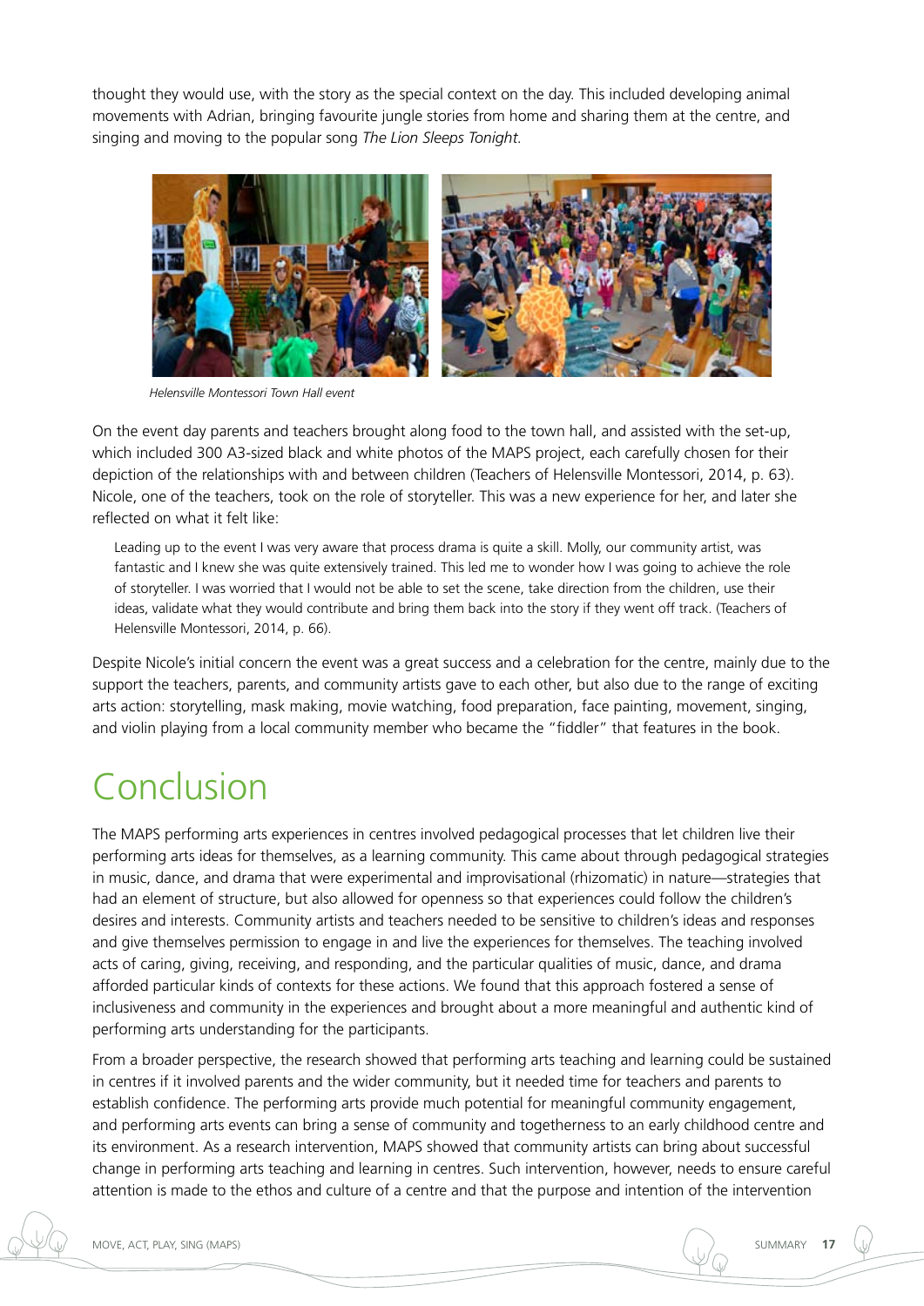thought they would use, with the story as the special context on the day. This included developing animal movements with Adrian, bringing favourite jungle stories from home and sharing them at the centre, and singing and moving to the popular song *The Lion Sleeps Tonight*.

*Helensville Montessori Town Hall event*

On the event day parents and teachers brought along food to the town hall, and assisted with the set-up, which included 300 A3-sized black and white photos of the MAPS project, each carefully chosen for their depiction of the relationships with and between children (Teachers of Helensville Montessori, 2014, p. 63). Nicole, one of the teachers, took on the role of storyteller. This was a new experience for her, and later she reflected on what it felt like:

> Leading up to the event I was very aware that process drama is quite a skill. Molly, our community artist, was fantastic and I knew she was quite extensively trained. This led me to wonder how I was going to achieve the role of storyteller. I was worried that I would not be able to set the scene, take direction from the children, use their ideas, validate what they would contribute and bring them back into the story if they went off track. (Teachers of Helensville Montessori, 2014, p. 66).

Despite Nicole's initial concern the event was a great success and a celebration for the centre, mainly due to the support the teachers, parents, and community artists gave to each other, but also due to the range of exciting arts action: storytelling, mask making, movie watching, food preparation, face painting, movement, singing, and violin playing from a local community member who became the "fiddler" that features in the book.

# Conclusion

The MAPS performing arts experiences in centres involved pedagogical processes that let children live their performing arts ideas for themselves, as a learning community. This came about through pedagogical strategies in music, dance, and drama that were experimental and improvisational (rhizomatic) in nature—strategies that had an element of structure, but also allowed for openness so that experiences could follow the children's desires and interests. Community artists and teachers needed to be sensitive to children's ideas and responses and give themselves permission to engage in and live the experiences for themselves. The teaching involved acts of caring, giving, receiving, and responding, and the particular qualities of music, dance, and drama afforded particular kinds of contexts for these actions. We found that this approach fostered a sense of inclusiveness and community in the experiences and brought about a more meaningful and authentic kind of performing arts understanding for the participants.

From a broader perspective, the research showed that performing arts teaching and learning could be sustained in centres if it involved parents and the wider community, but it needed time for teachers and parents to establish confidence. The performing arts provide much potential for meaningful community engagement, and performing arts events can bring a sense of community and togetherness to an early childhood centre and its environment. As a research intervention, MAPS showed that community artists can bring about successful change in performing arts teaching and learning in centres. Such intervention, however, needs to ensure careful attention is made to the ethos and culture of a centre and that the purpose and intention of the intervention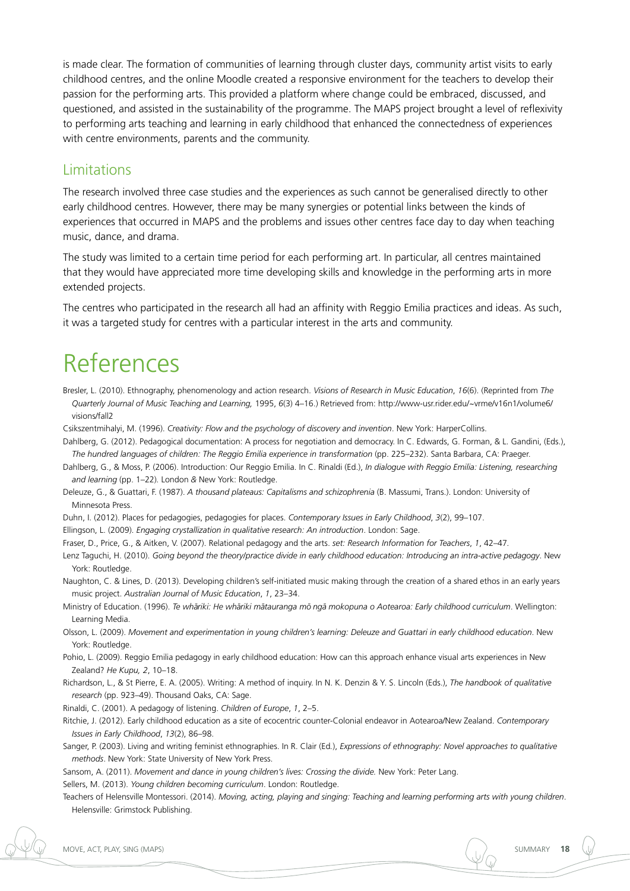is made clear. The formation of communities of learning through cluster days, community artist visits to early childhood centres, and the online Moodle created a responsive environment for the teachers to develop their passion for the performing arts. This provided a platform where change could be embraced, discussed, and questioned, and assisted in the sustainability of the programme. The MAPS project brought a level of reflexivity to performing arts teaching and learning in early childhood that enhanced the connectedness of experiences with centre environments, parents and the community.

## Limitations

The research involved three case studies and the experiences as such cannot be generalised directly to other early childhood centres. However, there may be many synergies or potential links between the kinds of experiences that occurred in MAPS and the problems and issues other centres face day to day when teaching music, dance, and drama.

The study was limited to a certain time period for each performing art. In particular, all centres maintained that they would have appreciated more time developing skills and knowledge in the performing arts in more extended projects.

The centres who participated in the research all had an affinity with Reggio Emilia practices and ideas. As such, it was a targeted study for centres with a particular interest in the arts and community.

# References

Bresler, L. (2010). Ethnography, phenomenology and action research. *Visions of Research in Music Education*, *16*(6). (Reprinted from *The Quarterly Journal of Music Teaching and Learning,* 1995, *6*(3) 4–16.) Retrieved from: http://www-usr.rider.edu/~vrme/v16n1/volume6/visions/fall2

Csikszentmihalyi, M. (1996). *Creativity: Flow and the psychology of discovery and invention*. New York: HarperCollins.

Dahlberg, G. (2012). Pedagogical documentation: A process for negotiation and democracy. In C. Edwards, G. Forman, & L. Gandini, (Eds.), *The hundred languages of children: The Reggio Emilia experience in transformation* (pp. 225–232). Santa Barbara, CA: Praeger.

Dahlberg, G., & Moss, P. (2006). Introduction: Our Reggio Emilia. In C. Rinaldi (Ed.), *In dialogue with Reggio Emilia: Listening, researching and learning* (pp. 1–22). London & New York: Routledge.

Deleuze, G., & Guattari, F. (1987). *A thousand plateaus: Capitalisms and schizophrenia* (B. Massumi, Trans.). London: University of Minnesota Press.

Duhn, I. (2012). Places for pedagogies, pedagogies for places. *Contemporary Issues in Early Childhood*, *3*(2), 99–107.

Ellingson, L. (2009). *Engaging crystallization in qualitative research: An introduction*. London: Sage.

Fraser, D., Price, G., & Aitken, V. (2007). Relational pedagogy and the arts. *set: Research Information for Teachers*, *1*, 42–47.

Lenz Taguchi, H. (2010). *Going beyond the theory/practice divide in early childhood education: Introducing an intra-active pedagogy*. New York: Routledge.

Naughton, C. & Lines, D. (2013). Developing children's self-initiated music making through the creation of a shared ethos in an early years music project. *Australian Journal of Music Education*, *1*, 23–34.

Ministry of Education. (1996). *Te whāriki: He whāriki mātauranga mō ngā mokopuna o Aotearoa: Early childhood curriculum*. Wellington: Learning Media.

Olsson, L. (2009). *Movement and experimentation in young children's learning: Deleuze and Guattari in early childhood education*. New York: Routledge.

Pohio, L. (2009). Reggio Emilia pedagogy in early childhood education: How can this approach enhance visual arts experiences in New Zealand? *He Kupu, 2*, 10–18.

Richardson, L., & St Pierre, E. A. (2005). Writing: A method of inquiry. In N. K. Denzin & Y. S. Lincoln (Eds.), *The handbook of qualitative research* (pp. 923–49). Thousand Oaks, CA: Sage.

Rinaldi, C. (2001). A pedagogy of listening. *Children of Europe*, *1*, 2–5.

Ritchie, J. (2012). Early childhood education as a site of ecocentric counter-Colonial endeavor in Aotearoa/New Zealand. *Contemporary Issues in Early Childhood*, *13*(2), 86–98.

Sanger, P. (2003). Living and writing feminist ethnographies. In R. Clair (Ed.), *Expressions of ethnography: Novel approaches to qualitative methods*. New York: State University of New York Press.

Sansom, A. (2011). *Movement and dance in young children's lives: Crossing the divide.* New York: Peter Lang.

Sellers, M. (2013). *Young children becoming curriculum*. London: Routledge.

Teachers of Helensville Montessori. (2014). *Moving, acting, playing and singing: Teaching and learning performing arts with young children*. Helensville: Grimstock Publishing.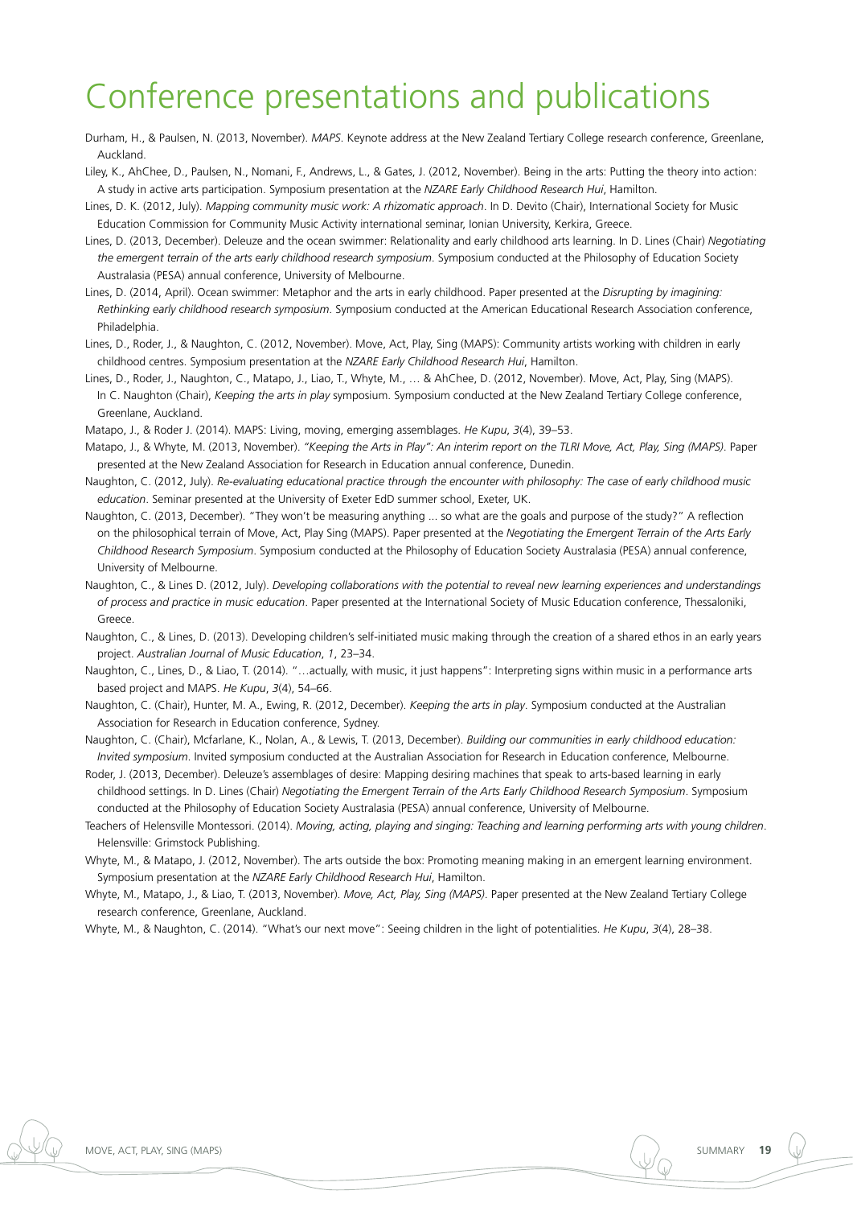# Conference presentations and publications

Durham, H., & Paulsen, N. (2013, November). *MAPS*. Keynote address at the New Zealand Tertiary College research conference, Greenlane, Auckland.

Liley, K., AhChee, D., Paulsen, N., Nomani, F., Andrews, L., & Gates, J. (2012, November). Being in the arts: Putting the theory into action: A study in active arts participation. Symposium presentation at the *NZARE Early Childhood Research Hui*, Hamilton.

Lines, D. K. (2012, July). *Mapping community music work: A rhizomatic approach*. In D. Devito (Chair), International Society for Music Education Commission for Community Music Activity international seminar, Ionian University, Kerkira, Greece.

Lines, D. (2013, December). Deleuze and the ocean swimmer: Relationality and early childhood arts learning. In D. Lines (Chair) *Negotiating the emergent terrain of the arts early childhood research symposium*. Symposium conducted at the Philosophy of Education Society Australasia (PESA) annual conference, University of Melbourne.

Lines, D. (2014, April). Ocean swimmer: Metaphor and the arts in early childhood. Paper presented at the *Disrupting by imagining: Rethinking early childhood research symposium*. Symposium conducted at the American Educational Research Association conference, Philadelphia.

Lines, D., Roder, J., & Naughton, C. (2012, November). Move, Act, Play, Sing (MAPS): Community artists working with children in early childhood centres. Symposium presentation at the *NZARE Early Childhood Research Hui*, Hamilton.

Lines, D., Roder, J., Naughton, C., Matapo, J., Liao, T., Whyte, M., … & AhChee, D. (2012, November). Move, Act, Play, Sing (MAPS). In C. Naughton (Chair), *Keeping the arts in play* symposium. Symposium conducted at the New Zealand Tertiary College conference, Greenlane, Auckland.

Matapo, J., & Roder J. (2014). MAPS: Living, moving, emerging assemblages. *He Kupu*, *3*(4), 39–53.

Matapo, J., & Whyte, M. (2013, November). *"Keeping the Arts in Play": An interim report on the TLRI Move, Act, Play, Sing (MAPS)*. Paper presented at the New Zealand Association for Research in Education annual conference, Dunedin.

Naughton, C. (2012, July). *Re-evaluating educational practice through the encounter with philosophy: The case of early childhood music education*. Seminar presented at the University of Exeter EdD summer school, Exeter, UK.

Naughton, C. (2013, December). "They won't be measuring anything ... so what are the goals and purpose of the study?" A reflection on the philosophical terrain of Move, Act, Play Sing (MAPS). Paper presented at the *Negotiating the Emergent Terrain of the Arts Early Childhood Research Symposium*. Symposium conducted at the Philosophy of Education Society Australasia (PESA) annual conference, University of Melbourne.

Naughton, C., & Lines D. (2012, July). *Developing collaborations with the potential to reveal new learning experiences and understandings of process and practice in music education*. Paper presented at the International Society of Music Education conference, Thessaloniki, Greece.

Naughton, C., & Lines, D. (2013). Developing children's self-initiated music making through the creation of a shared ethos in an early years project. *Australian Journal of Music Education*, *1*, 23–34.

Naughton, C., Lines, D., & Liao, T. (2014). "…actually, with music, it just happens": Interpreting signs within music in a performance arts based project and MAPS. *He Kupu*, *3*(4), 54–66.

Naughton, C. (Chair), Hunter, M. A., Ewing, R. (2012, December). *Keeping the arts in play*. Symposium conducted at the Australian Association for Research in Education conference, Sydney.

Naughton, C. (Chair), Mcfarlane, K., Nolan, A., & Lewis, T. (2013, December). *Building our communities in early childhood education: Invited symposium*. Invited symposium conducted at the Australian Association for Research in Education conference, Melbourne.

Roder, J. (2013, December). Deleuze's assemblages of desire: Mapping desiring machines that speak to arts-based learning in early childhood settings. In D. Lines (Chair) *Negotiating the Emergent Terrain of the Arts Early Childhood Research Symposium*. Symposium conducted at the Philosophy of Education Society Australasia (PESA) annual conference, University of Melbourne.

Teachers of Helensville Montessori. (2014). *Moving, acting, playing and singing: Teaching and learning performing arts with young children*. Helensville: Grimstock Publishing.

Whyte, M., & Matapo, J. (2012, November). The arts outside the box: Promoting meaning making in an emergent learning environment. Symposium presentation at the *NZARE Early Childhood Research Hui*, Hamilton.

Whyte, M., Matapo, J., & Liao, T. (2013, November). *Move, Act, Play, Sing (MAPS)*. Paper presented at the New Zealand Tertiary College research conference, Greenlane, Auckland.

Whyte, M., & Naughton, C. (2014). "What's our next move": Seeing children in the light of potentialities. *He Kupu*, *3*(4), 28–38.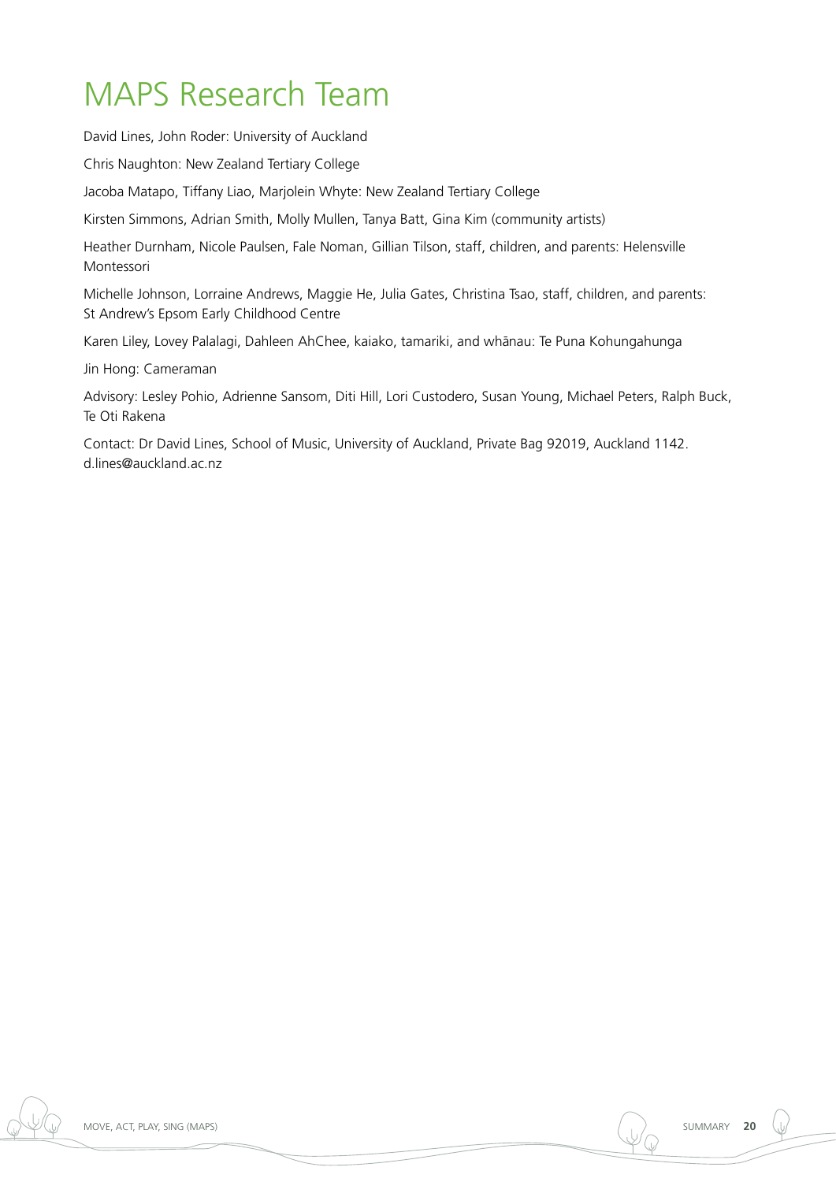# MAPS Research Team

David Lines, John Roder: University of Auckland

Chris Naughton: New Zealand Tertiary College

Jacoba Matapo, Tiffany Liao, Marjolein Whyte: New Zealand Tertiary College

Kirsten Simmons, Adrian Smith, Molly Mullen, Tanya Batt, Gina Kim (community artists)

Heather Durnham, Nicole Paulsen, Fale Noman, Gillian Tilson, staff, children, and parents: Helensville Montessori

Michelle Johnson, Lorraine Andrews, Maggie He, Julia Gates, Christina Tsao, staff, children, and parents: St Andrew's Epsom Early Childhood Centre

Karen Liley, Lovey Palalagi, Dahleen AhChee, kaiako, tamariki, and whānau: Te Puna Kohungahunga

Jin Hong: Cameraman

Advisory: Lesley Pohio, Adrienne Sansom, Diti Hill, Lori Custodero, Susan Young, Michael Peters, Ralph Buck, Te Oti Rakena

Contact: Dr David Lines, School of Music, University of Auckland, Private Bag 92019, Auckland 1142. d.lines@auckland.ac.nz